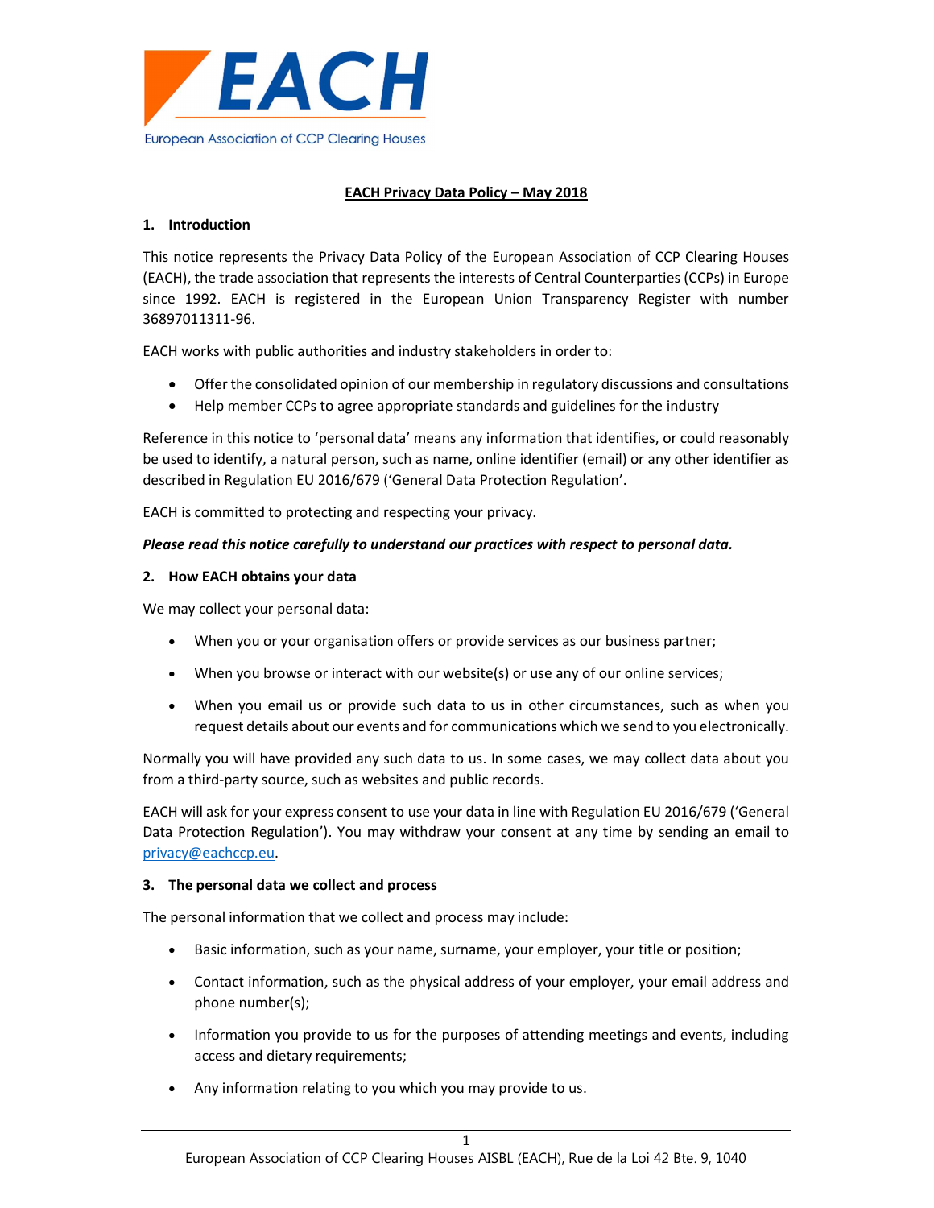EACH

European Association of CCP Clearing Houses

# EACH Privacy Data Policy – May 2018

## 1. Introduction

This notice represents the Privacy Data Policy of the European Association of CCP Clearing Houses (EACH), the trade association that represents the interests of Central Counterparties (CCPs) in Europe since 1992. EACH is registered in the European Union Transparency Register with number 36897011311-96.

EACH works with public authorities and industry stakeholders in order to:

- Offer the consolidated opinion of our membership in regulatory discussions and consultations
- Help member CCPs to agree appropriate standards and guidelines for the industry

Reference in this notice to 'personal data' means any information that identifies, or could reasonably be used to identify, a natural person, such as name, online identifier (email) or any other identifier as described in Regulation EU 2016/679 ('General Data Protection Regulation'.

EACH is committed to protecting and respecting your privacy.

***Please read this notice carefully to understand our practices with respect to personal data.***

## 2. How EACH obtains your data

We may collect your personal data:

- When you or your organisation offers or provide services as our business partner;
- When you browse or interact with our website(s) or use any of our online services;
- When you email us or provide such data to us in other circumstances, such as when you request details about our events and for communications which we send to you electronically.

Normally you will have provided any such data to us. In some cases, we may collect data about you from a third-party source, such as websites and public records.

EACH will ask for your express consent to use your data in line with Regulation EU 2016/679 ('General Data Protection Regulation'). You may withdraw your consent at any time by sending an email to privacy@eachccp.eu.

## 3. The personal data we collect and process

The personal information that we collect and process may include:

- Basic information, such as your name, surname, your employer, your title or position;
- Contact information, such as the physical address of your employer, your email address and phone number(s);
- Information you provide to us for the purposes of attending meetings and events, including access and dietary requirements;
- Any information relating to you which you may provide to us.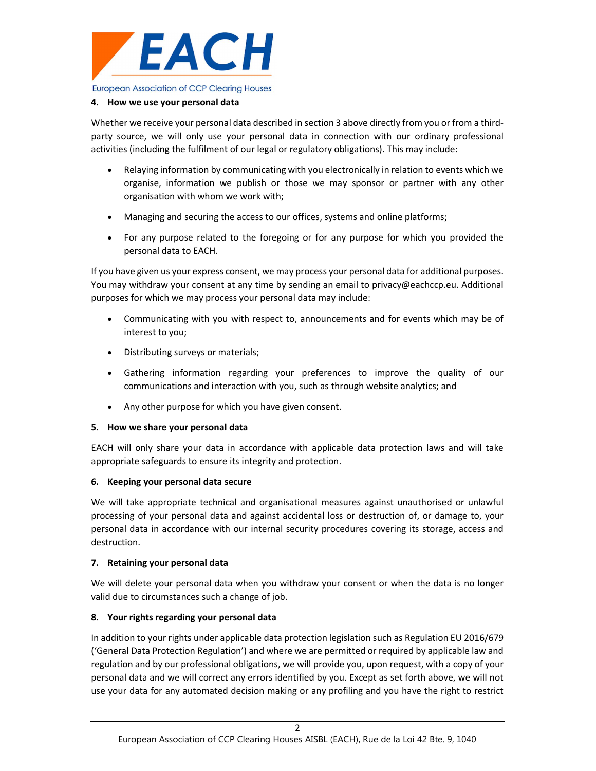## 4. How we use your personal data

Whether we receive your personal data described in section 3 above directly from you or from a third-party source, we will only use your personal data in connection with our ordinary professional activities (including the fulfilment of our legal or regulatory obligations). This may include:

- Relaying information by communicating with you electronically in relation to events which we organise, information we publish or those we may sponsor or partner with any other organisation with whom we work with;
- Managing and securing the access to our offices, systems and online platforms;
- For any purpose related to the foregoing or for any purpose for which you provided the personal data to EACH.

If you have given us your express consent, we may process your personal data for additional purposes. You may withdraw your consent at any time by sending an email to privacy@eachccp.eu. Additional purposes for which we may process your personal data may include:

- Communicating with you with respect to, announcements and for events which may be of interest to you;
- Distributing surveys or materials;
- Gathering information regarding your preferences to improve the quality of our communications and interaction with you, such as through website analytics; and
- Any other purpose for which you have given consent.

## 5. How we share your personal data

EACH will only share your data in accordance with applicable data protection laws and will take appropriate safeguards to ensure its integrity and protection.

## 6. Keeping your personal data secure

We will take appropriate technical and organisational measures against unauthorised or unlawful processing of your personal data and against accidental loss or destruction of, or damage to, your personal data in accordance with our internal security procedures covering its storage, access and destruction.

## 7. Retaining your personal data

We will delete your personal data when you withdraw your consent or when the data is no longer valid due to circumstances such a change of job.

## 8. Your rights regarding your personal data

In addition to your rights under applicable data protection legislation such as Regulation EU 2016/679 ('General Data Protection Regulation') and where we are permitted or required by applicable law and regulation and by our professional obligations, we will provide you, upon request, with a copy of your personal data and we will correct any errors identified by you. Except as set forth above, we will not use your data for any automated decision making or any profiling and you have the right to restrict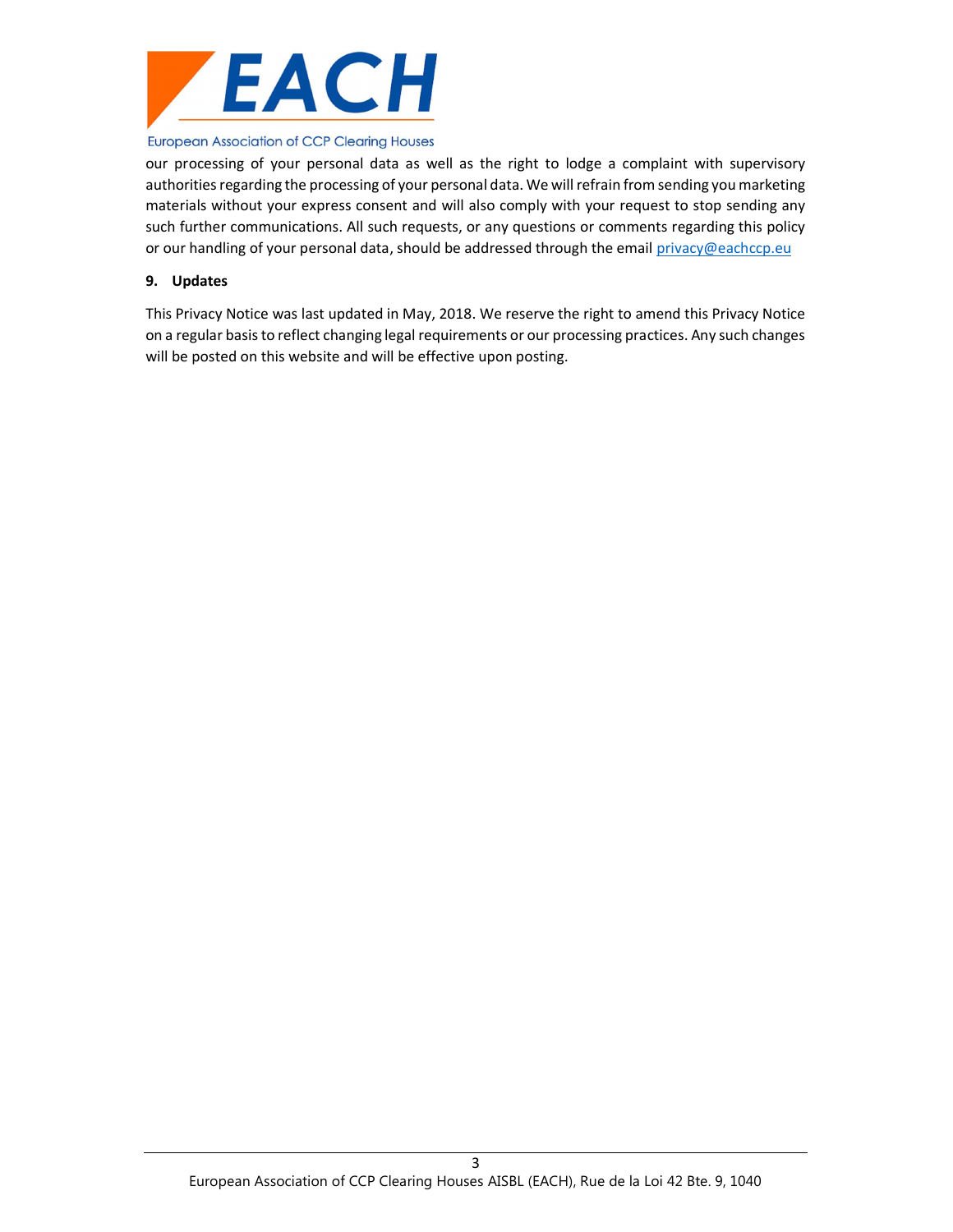our processing of your personal data as well as the right to lodge a complaint with supervisory authorities regarding the processing of your personal data. We will refrain from sending you marketing materials without your express consent and will also comply with your request to stop sending any such further communications. All such requests, or any questions or comments regarding this policy or our handling of your personal data, should be addressed through the email privacy@eachccp.eu

**9. Updates**

This Privacy Notice was last updated in May, 2018. We reserve the right to amend this Privacy Notice on a regular basis to reflect changing legal requirements or our processing practices. Any such changes will be posted on this website and will be effective upon posting.